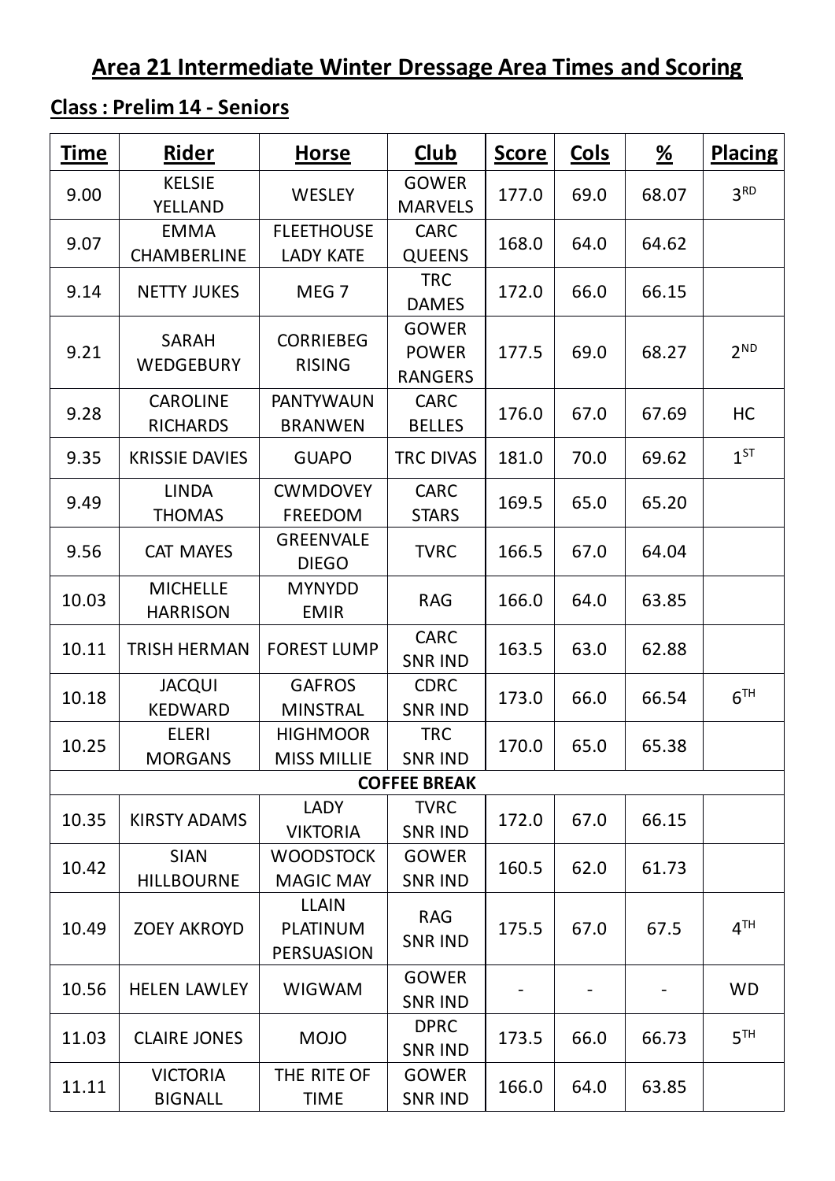# Area 21 Intermediate Winter Dressage Area Times and Scoring

## Class : Prelim 14 - Seniors

| Time | Rider | Horse | Club | Score | Cols | % | Placing |
|---|---|---|---|---|---|---|---|
| 9.00 | KELSIE YELLAND | WESLEY | GOWER MARVELS | 177.0 | 69.0 | 68.07 | 3RD |
| 9.07 | EMMA CHAMBERLINE | FLEETHOUSE LADY KATE | CARC QUEENS | 168.0 | 64.0 | 64.62 | |
| 9.14 | NETTY JUKES | MEG 7 | TRC DAMES | 172.0 | 66.0 | 66.15 | |
| 9.21 | SARAH WEDGEBURY | CORRIEBEG RISING | GOWER POWER RANGERS | 177.5 | 69.0 | 68.27 | 2ND |
| 9.28 | CAROLINE RICHARDS | PANTYWAUN BRANWEN | CARC BELLES | 176.0 | 67.0 | 67.69 | HC |
| 9.35 | KRISSIE DAVIES | GUAPO | TRC DIVAS | 181.0 | 70.0 | 69.62 | 1ST |
| 9.49 | LINDA THOMAS | CWMDOVEY FREEDOM | CARC STARS | 169.5 | 65.0 | 65.20 | |
| 9.56 | CAT MAYES | GREENVALE DIEGO | TVRC | 166.5 | 67.0 | 64.04 | |
| 10.03 | MICHELLE HARRISON | MYNYDD EMIR | RAG | 166.0 | 64.0 | 63.85 | |
| 10.11 | TRISH HERMAN | FOREST LUMP | CARC SNR IND | 163.5 | 63.0 | 62.88 | |
| 10.18 | JACQUI KEDWARD | GAFROS MINSTRAL | CDRC SNR IND | 173.0 | 66.0 | 66.54 | 6TH |
| 10.25 | ELERI MORGANS | HIGHMOOR MISS MILLIE | TRC SNR IND | 170.0 | 65.0 | 65.38 | |
| | | | COFFEE BREAK | | | | |
| 10.35 | KIRSTY ADAMS | LADY VIKTORIA | TVRC SNR IND | 172.0 | 67.0 | 66.15 | |
| 10.42 | SIAN HILLBOURNE | WOODSTOCK MAGIC MAY | GOWER SNR IND | 160.5 | 62.0 | 61.73 | |
| 10.49 | ZOEY AKROYD | LLAIN PLATINUM PERSUASION | RAG SNR IND | 175.5 | 67.0 | 67.5 | 4TH |
| 10.56 | HELEN LAWLEY | WIGWAM | GOWER SNR IND | - | - | - | WD |
| 11.03 | CLAIRE JONES | MOJO | DPRC SNR IND | 173.5 | 66.0 | 66.73 | 5TH |
| 11.11 | VICTORIA BIGNALL | THE RITE OF TIME | GOWER SNR IND | 166.0 | 64.0 | 63.85 | |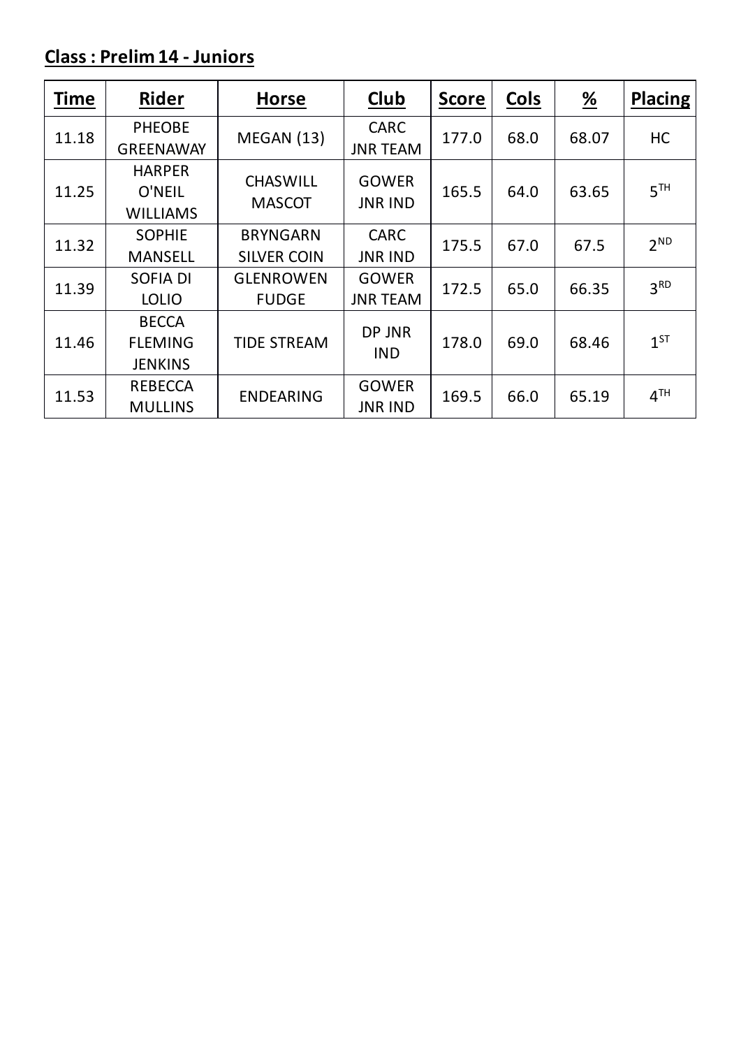## Class : Prelim 14 - Juniors

| Time | Rider | Horse | Club | Score | Cols | % | Placing |
|---|---|---|---|---|---|---|---|
| 11.18 | PHEOBE GREENAWAY | MEGAN (13) | CARC JNR TEAM | 177.0 | 68.0 | 68.07 | HC |
| 11.25 | HARPER O'NEIL WILLIAMS | CHASWILL MASCOT | GOWER JNR IND | 165.5 | 64.0 | 63.65 | 5TH |
| 11.32 | SOPHIE MANSELL | BRYNGARN SILVER COIN | CARC JNR IND | 175.5 | 67.0 | 67.5 | 2ND |
| 11.39 | SOFIA DI LOLIO | GLENROWEN FUDGE | GOWER JNR TEAM | 172.5 | 65.0 | 66.35 | 3RD |
| 11.46 | BECCA FLEMING JENKINS | TIDE STREAM | DP JNR IND | 178.0 | 69.0 | 68.46 | 1ST |
| 11.53 | REBECCA MULLINS | ENDEARING | GOWER JNR IND | 169.5 | 66.0 | 65.19 | 4TH |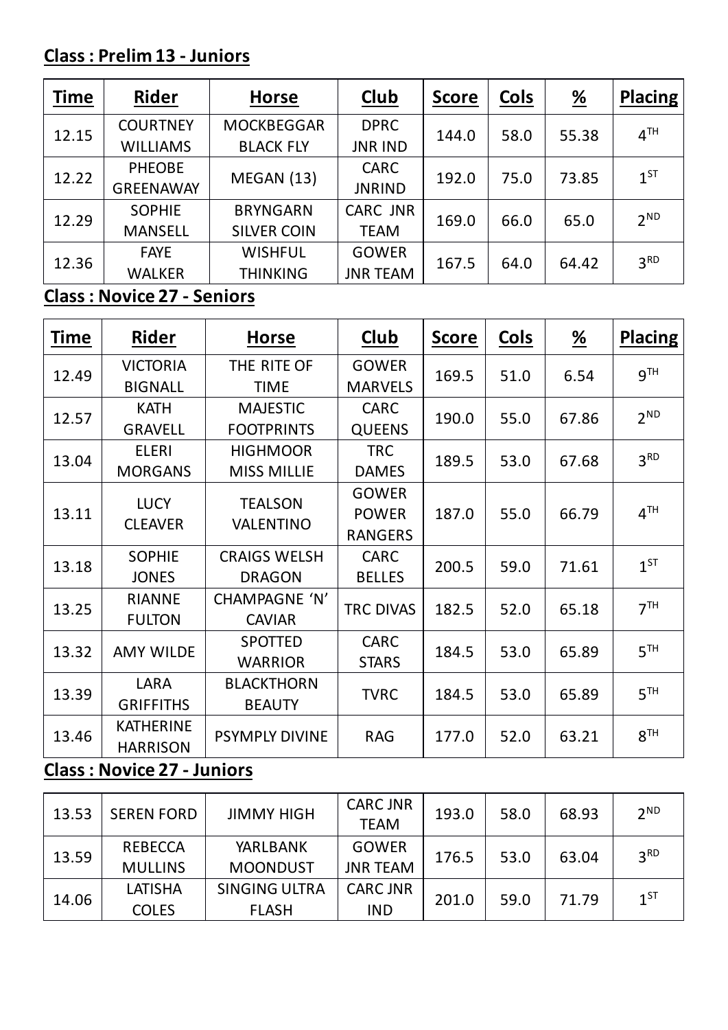**Class : Prelim 13 - Juniors**

| Time | Rider | Horse | Club | Score | Cols | % | Placing |
|---|---|---|---|---|---|---|---|
| 12.15 | COURTNEY WILLIAMS | MOCKBEGGAR BLACK FLY | DPRC JNR IND | 144.0 | 58.0 | 55.38 | 4TH |
| 12.22 | PHEOBE GREENAWAY | MEGAN (13) | CARC JNRIND | 192.0 | 75.0 | 73.85 | 1ST |
| 12.29 | SOPHIE MANSELL | BRYNGARN SILVER COIN | CARC JNR TEAM | 169.0 | 66.0 | 65.0 | 2ND |
| 12.36 | FAYE WALKER | WISHFUL THINKING | GOWER JNR TEAM | 167.5 | 64.0 | 64.42 | 3RD |

**Class : Novice 27 - Seniors**

| Time | Rider | Horse | Club | Score | Cols | % | Placing |
|---|---|---|---|---|---|---|---|
| 12.49 | VICTORIA BIGNALL | THE RITE OF TIME | GOWER MARVELS | 169.5 | 51.0 | 6.54 | 9TH |
| 12.57 | KATH GRAVELL | MAJESTIC FOOTPRINTS | CARC QUEENS | 190.0 | 55.0 | 67.86 | 2ND |
| 13.04 | ELERI MORGANS | HIGHMOOR MISS MILLIE | TRC DAMES | 189.5 | 53.0 | 67.68 | 3RD |
| 13.11 | LUCY CLEAVER | TEALSON VALENTINO | GOWER POWER RANGERS | 187.0 | 55.0 | 66.79 | 4TH |
| 13.18 | SOPHIE JONES | CRAIGS WELSH DRAGON | CARC BELLES | 200.5 | 59.0 | 71.61 | 1ST |
| 13.25 | RIANNE FULTON | CHAMPAGNE 'N' CAVIAR | TRC DIVAS | 182.5 | 52.0 | 65.18 | 7TH |
| 13.32 | AMY WILDE | SPOTTED WARRIOR | CARC STARS | 184.5 | 53.0 | 65.89 | 5TH |
| 13.39 | LARA GRIFFITHS | BLACKTHORN BEAUTY | TVRC | 184.5 | 53.0 | 65.89 | 5TH |
| 13.46 | KATHERINE HARRISON | PSYMPLY DIVINE | RAG | 177.0 | 52.0 | 63.21 | 8TH |

**Class : Novice 27 - Juniors**

| Time | Rider | Horse | Club | Score | Cols | % | Placing |
|---|---|---|---|---|---|---|---|
| 13.53 | SEREN FORD | JIMMY HIGH | CARC JNR TEAM | 193.0 | 58.0 | 68.93 | 2ND |
| 13.59 | REBECCA MULLINS | YARLBANK MOONDUST | GOWER JNR TEAM | 176.5 | 53.0 | 63.04 | 3RD |
| 14.06 | LATISHA COLES | SINGING ULTRA FLASH | CARC JNR IND | 201.0 | 59.0 | 71.79 | 1ST |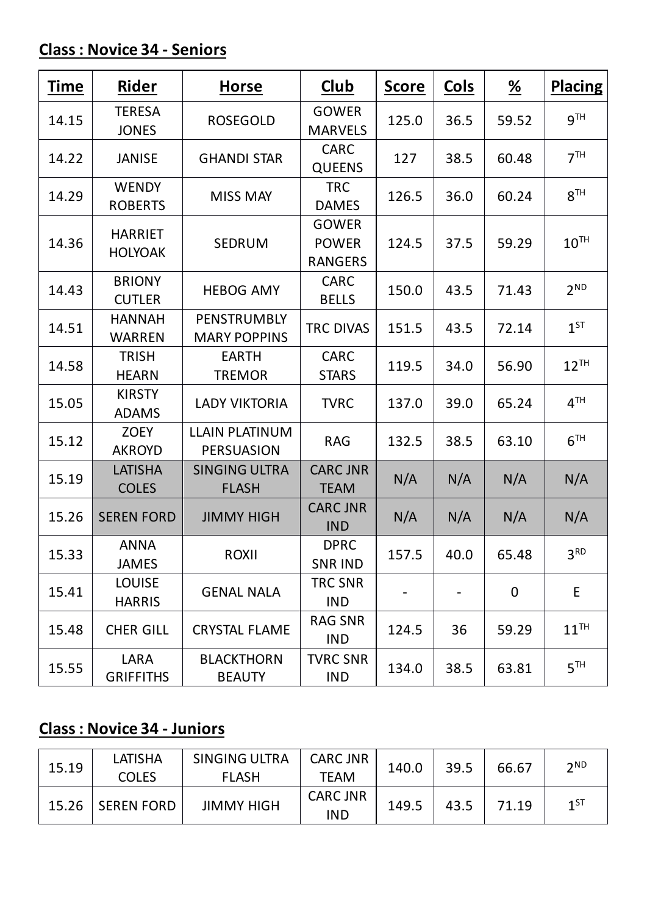## Class : Novice 34 - Seniors

| Time | Rider | Horse | Club | Score | Cols | % | Placing |
|---|---|---|---|---|---|---|---|
| 14.15 | TERESA JONES | ROSEGOLD | GOWER MARVELS | 125.0 | 36.5 | 59.52 | 9TH |
| 14.22 | JANISE | GHANDI STAR | CARC QUEENS | 127 | 38.5 | 60.48 | 7TH |
| 14.29 | WENDY ROBERTS | MISS MAY | TRC DAMES | 126.5 | 36.0 | 60.24 | 8TH |
| 14.36 | HARRIET HOLYOAK | SEDRUM | GOWER POWER RANGERS | 124.5 | 37.5 | 59.29 | 10TH |
| 14.43 | BRIONY CUTLER | HEBOG AMY | CARC BELLS | 150.0 | 43.5 | 71.43 | 2ND |
| 14.51 | HANNAH WARREN | PENSTRUMBLY MARY POPPINS | TRC DIVAS | 151.5 | 43.5 | 72.14 | 1ST |
| 14.58 | TRISH HEARN | EARTH TREMOR | CARC STARS | 119.5 | 34.0 | 56.90 | 12TH |
| 15.05 | KIRSTY ADAMS | LADY VIKTORIA | TVRC | 137.0 | 39.0 | 65.24 | 4TH |
| 15.12 | ZOEY AKROYD | LLAIN PLATINUM PERSUASION | RAG | 132.5 | 38.5 | 63.10 | 6TH |
| 15.19 | LATISHA COLES | SINGING ULTRA FLASH | CARC JNR TEAM | N/A | N/A | N/A | N/A |
| 15.26 | SEREN FORD | JIMMY HIGH | CARC JNR IND | N/A | N/A | N/A | N/A |
| 15.33 | ANNA JAMES | ROXII | DPRC SNR IND | 157.5 | 40.0 | 65.48 | 3RD |
| 15.41 | LOUISE HARRIS | GENAL NALA | TRC SNR IND | - | - | 0 | E |
| 15.48 | CHER GILL | CRYSTAL FLAME | RAG SNR IND | 124.5 | 36 | 59.29 | 11TH |
| 15.55 | LARA GRIFFITHS | BLACKTHORN BEAUTY | TVRC SNR IND | 134.0 | 38.5 | 63.81 | 5TH |

## Class : Novice 34 - Juniors

| Time | Rider | Horse | Club | Score | Cols | % | Placing |
|---|---|---|---|---|---|---|---|
| 15.19 | LATISHA COLES | SINGING ULTRA FLASH | CARC JNR TEAM | 140.0 | 39.5 | 66.67 | 2ND |
| 15.26 | SEREN FORD | JIMMY HIGH | CARC JNR IND | 149.5 | 43.5 | 71.19 | 1ST |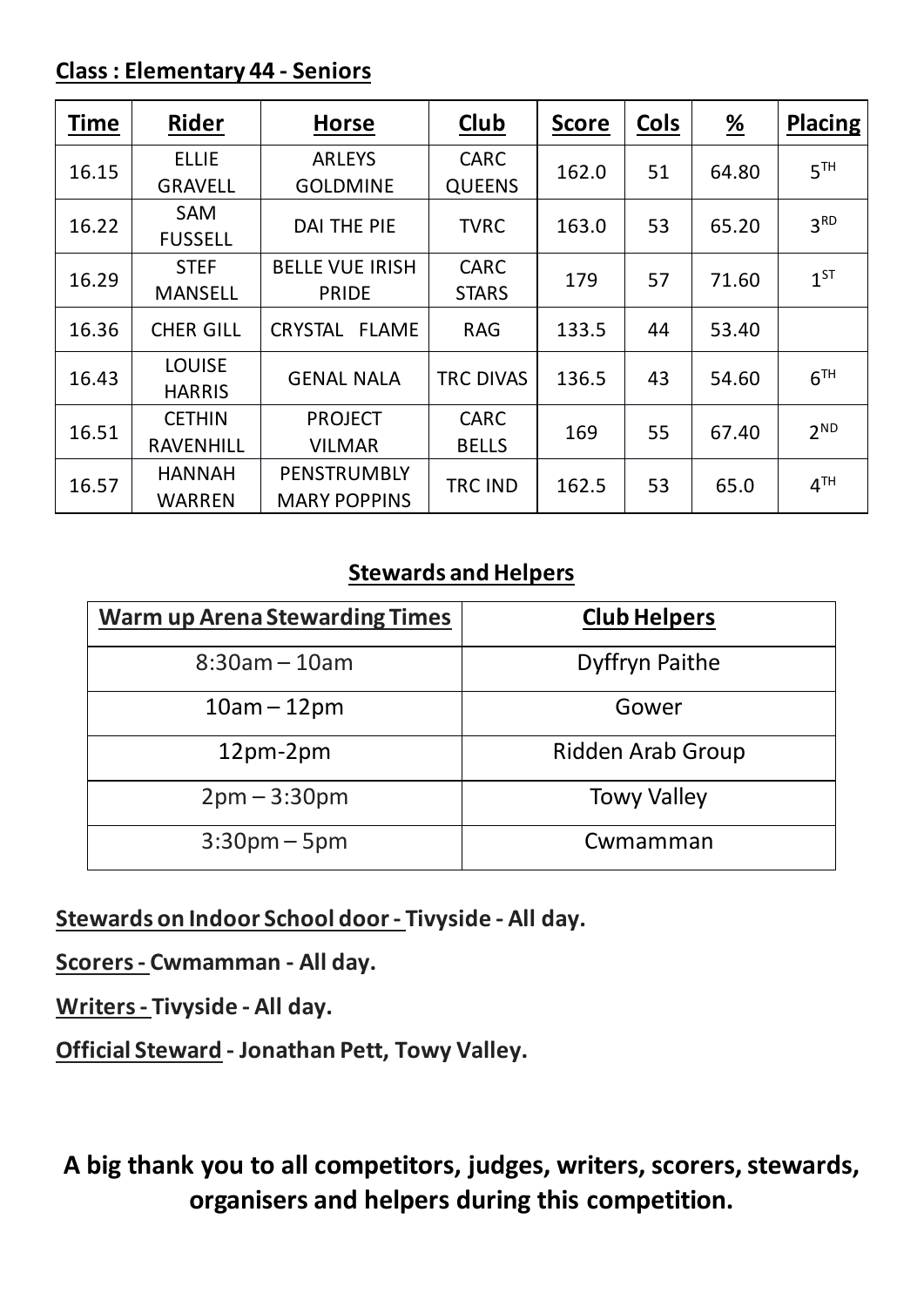**Class : Elementary 44 - Seniors**

| Time | Rider | Horse | Club | Score | Cols | % | Placing |
|---|---|---|---|---|---|---|---|
| 16.15 | ELLIE GRAVELL | ARLEYS GOLDMINE | CARC QUEENS | 162.0 | 51 | 64.80 | 5TH |
| 16.22 | SAM FUSSELL | DAI THE PIE | TVRC | 163.0 | 53 | 65.20 | 3RD |
| 16.29 | STEF MANSELL | BELLE VUE IRISH PRIDE | CARC STARS | 179 | 57 | 71.60 | 1ST |
| 16.36 | CHER GILL | CRYSTAL FLAME | RAG | 133.5 | 44 | 53.40 | |
| 16.43 | LOUISE HARRIS | GENAL NALA | TRC DIVAS | 136.5 | 43 | 54.60 | 6TH |
| 16.51 | CETHIN RAVENHILL | PROJECT VILMAR | CARC BELLS | 169 | 55 | 67.40 | 2ND |
| 16.57 | HANNAH WARREN | PENSTRUMBLY MARY POPPINS | TRC IND | 162.5 | 53 | 65.0 | 4TH |

## Stewards and Helpers

| Warm up Arena Stewarding Times | Club Helpers |
|---|---|
| 8:30am – 10am | Dyffryn Paithe |
| 10am – 12pm | Gower |
| 12pm-2pm | Ridden Arab Group |
| 2pm – 3:30pm | Towy Valley |
| 3:30pm – 5pm | Cwmamman |

**Stewards on Indoor School door - Tivyside - All day.**

**Scorers - Cwmamman - All day.**

**Writers - Tivyside - All day.**

**Official Steward - Jonathan Pett, Towy Valley.**

**A big thank you to all competitors, judges, writers, scorers, stewards, organisers and helpers during this competition.**